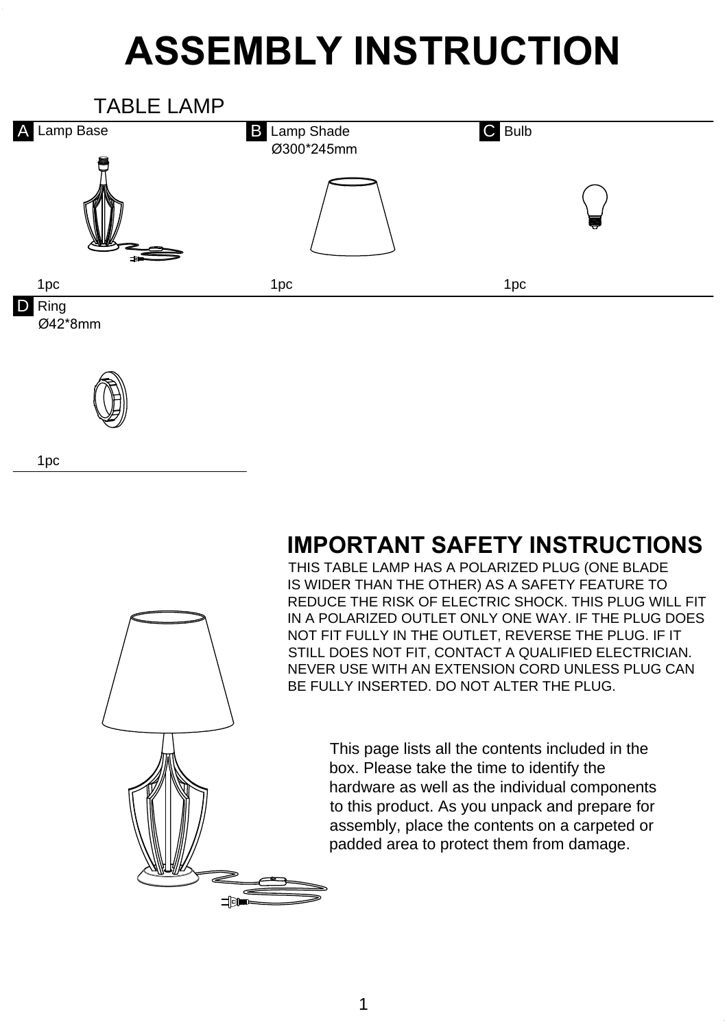# ASSEMBLY INSTRUCTION

## TABLE LAMP

**A** Lamp Base

1pc

**B** Lamp Shade
Ø300*245mm

1pc

**C** Bulb

1pc

**D** Ring
Ø42*8mm

1pc

## IMPORTANT SAFETY INSTRUCTIONS

THIS TABLE LAMP HAS A POLARIZED PLUG (ONE BLADE IS WIDER THAN THE OTHER) AS A SAFETY FEATURE TO REDUCE THE RISK OF ELECTRIC SHOCK. THIS PLUG WILL FIT IN A POLARIZED OUTLET ONLY ONE WAY. IF THE PLUG DOES NOT FIT FULLY IN THE OUTLET, REVERSE THE PLUG. IF IT STILL DOES NOT FIT, CONTACT A QUALIFIED ELECTRICIAN. NEVER USE WITH AN EXTENSION CORD UNLESS PLUG CAN BE FULLY INSERTED. DO NOT ALTER THE PLUG.

This page lists all the contents included in the box. Please take the time to identify the hardware as well as the individual components to this product. As you unpack and prepare for assembly, place the contents on a carpeted or padded area to protect them from damage.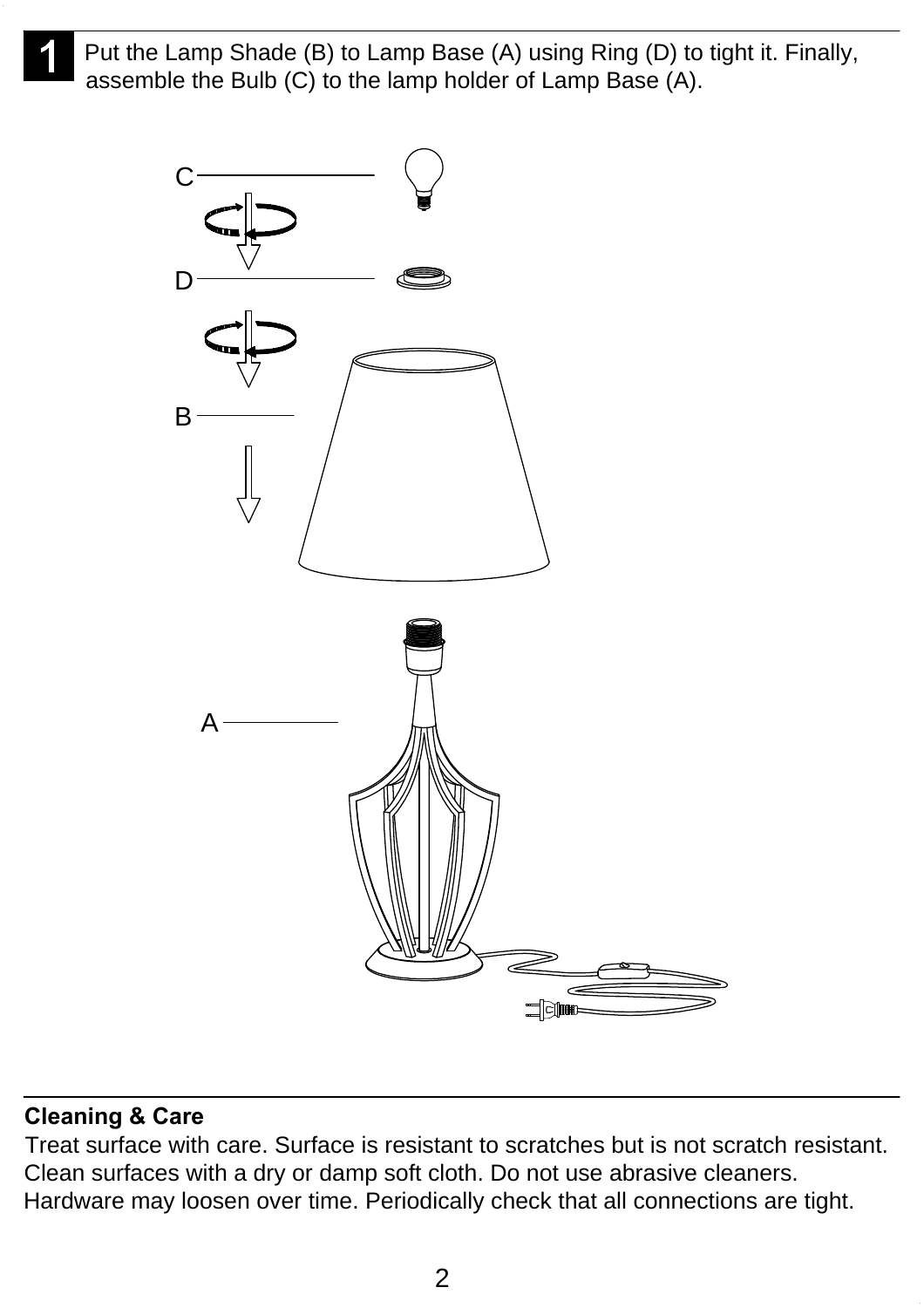**1** Put the Lamp Shade (B) to Lamp Base (A) using Ring (D) to tight it. Finally, assemble the Bulb (C) to the lamp holder of Lamp Base (A).

C

D

B

A

**Cleaning & Care**

Treat surface with care. Surface is resistant to scratches but is not scratch resistant.
Clean surfaces with a dry or damp soft cloth. Do not use abrasive cleaners.
Hardware may loosen over time. Periodically check that all connections are tight.